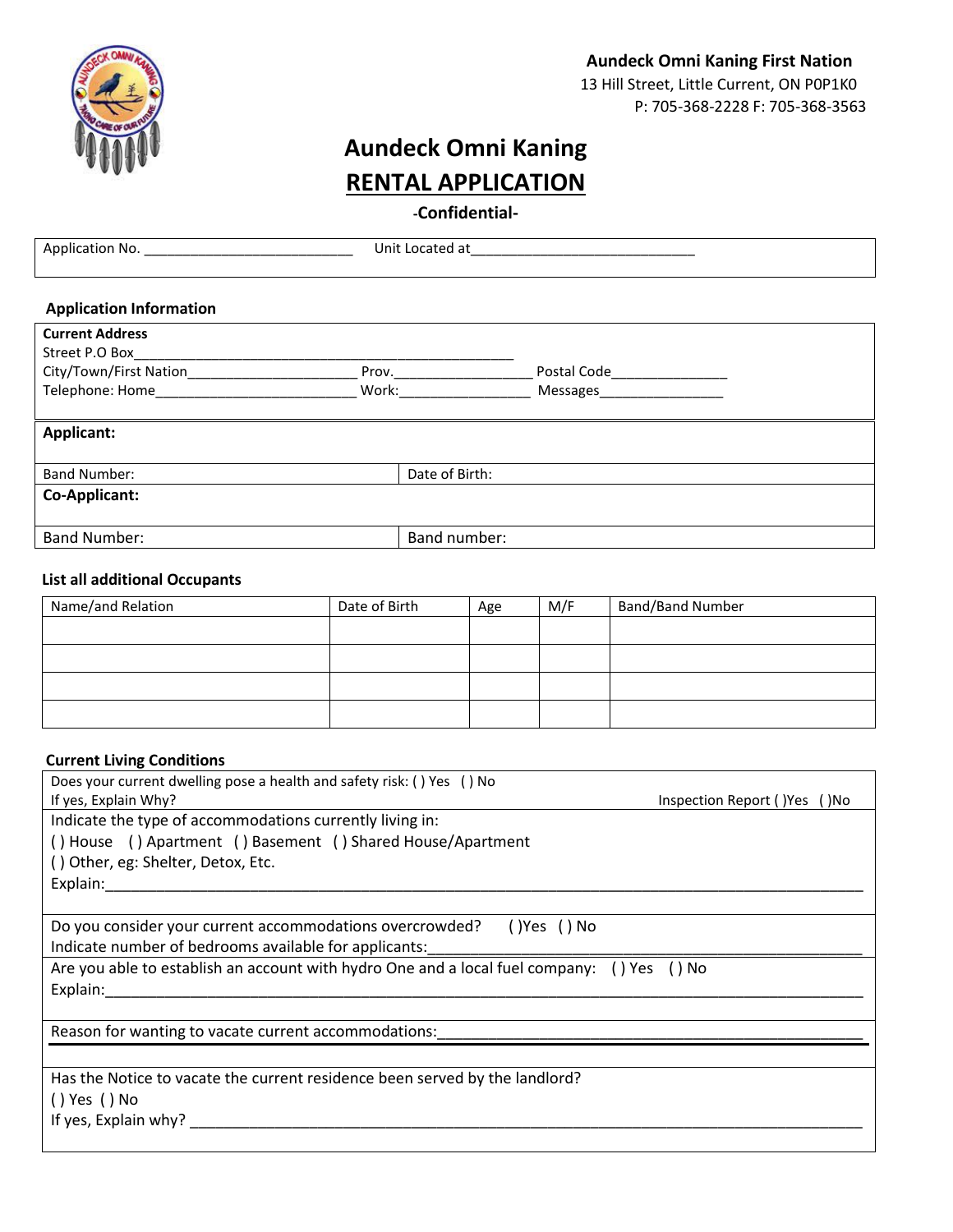**Aundeck Omni Kaning First Nation**
13 Hill Street, Little Current, ON P0P1K0
P: 705-368-2228 F: 705-368-3563

# Aundeck Omni Kaning
# RENTAL APPLICATION

**-Confidential-**

Application No. ___________________________ Unit Located at_____________________________

### Application Information

**Current Address**
Street P.O Box__________________________________________________
City/Town/First Nation_____________________ Prov.__________________ Postal Code_______________
Telephone: Home__________________________ Work:________________ Messages________________

| **Applicant:** | |
|---|---|
| Band Number: | Date of Birth: |
| **Co-Applicant:** | |
| Band Number: | Band number: |

### List all additional Occupants

| Name/and Relation | Date of Birth | Age | M/F | Band/Band Number |
|---|---|---|---|---|
| | | | | |
| | | | | |
| | | | | |
| | | | | |

### Current Living Conditions

Does your current dwelling pose a health and safety risk: ( ) Yes ( ) No
If yes, Explain Why? Inspection Report ( )Yes ( )No

Indicate the type of accommodations currently living in:
( ) House ( ) Apartment ( ) Basement ( ) Shared House/Apartment
( ) Other, eg: Shelter, Detox, Etc.
Explain:_____________________________________________________________________________________________

Do you consider your current accommodations overcrowded? ( )Yes ( ) No
Indicate number of bedrooms available for applicants:__________________________________________________

Are you able to establish an account with hydro One and a local fuel company: ( ) Yes ( ) No
Explain:_____________________________________________________________________________________________

Reason for wanting to vacate current accommodations:___________________________________________________

Has the Notice to vacate the current residence been served by the landlord?
( ) Yes ( ) No
If yes, Explain why? _____________________________________________________________________________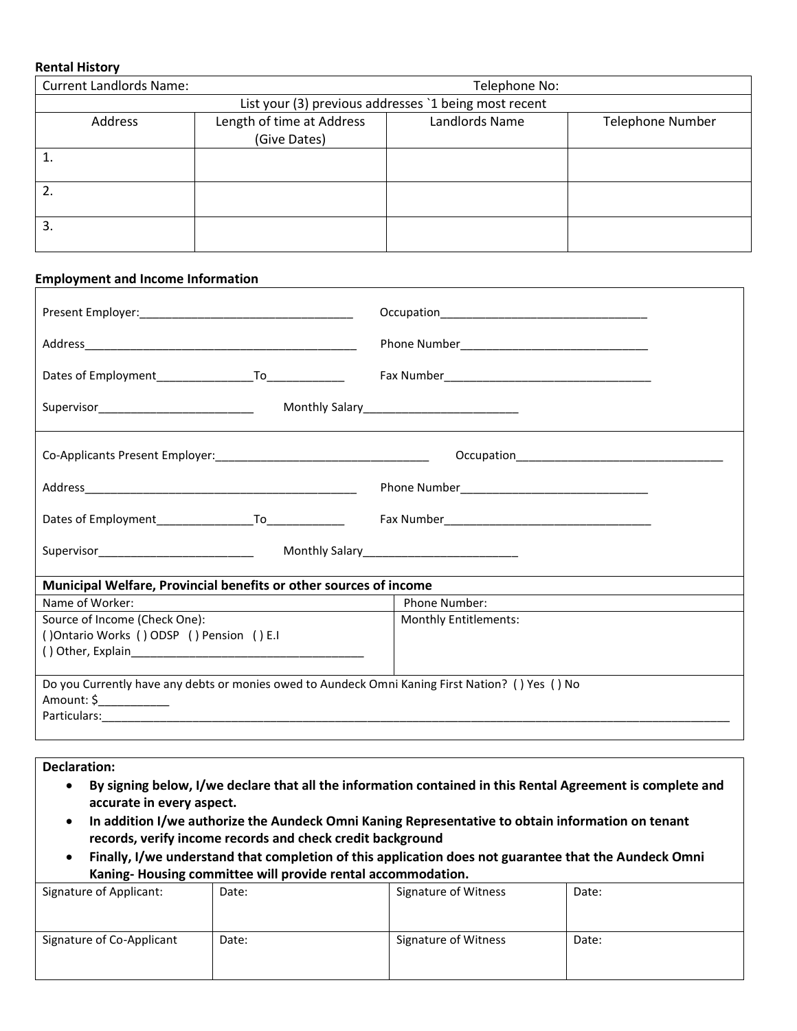**Rental History**

| Current Landlords Name: | | Telephone No: | |
|---|---|---|---|
| List your (3) previous addresses `1 being most recent | | | |
| Address | Length of time at Address (Give Dates) | Landlords Name | Telephone Number |
| 1. | | | |
| 2. | | | |
| 3. | | | |

**Employment and Income Information**

Present Employer:_________________________________ Occupation________________________________

Address____________________________________________ Phone Number_____________________________

Dates of Employment_______________To____________ Fax Number_________________________________

Supervisor________________________ Monthly Salary________________________

Co-Applicants Present Employer:_________________________________ Occupation________________________________

Address____________________________________________ Phone Number_____________________________

Dates of Employment_______________To____________ Fax Number_________________________________

Supervisor________________________ Monthly Salary________________________

| **Municipal Welfare, Provincial benefits or other sources of income** | |
|---|---|
| Name of Worker: | Phone Number: |
| Source of Income (Check One):<br>( )Ontario Works ( ) ODSP ( ) Pension ( ) E.I<br>( ) Other, Explain____________________________________ | Monthly Entitlements: |

Do you Currently have any debts or monies owed to Aundeck Omni Kaning First Nation? ( ) Yes ( ) No
Amount: $___________
Particulars:____________________________________________________________________________________________________

**Declaration:**

- **By signing below, I/we declare that all the information contained in this Rental Agreement is complete and accurate in every aspect.**
- **In addition I/we authorize the Aundeck Omni Kaning Representative to obtain information on tenant records, verify income records and check credit background**
- **Finally, I/we understand that completion of this application does not guarantee that the Aundeck Omni Kaning- Housing committee will provide rental accommodation.**

| Signature of Applicant: | Date: | Signature of Witness | Date: |
|---|---|---|---|
| Signature of Co-Applicant | Date: | Signature of Witness | Date: |